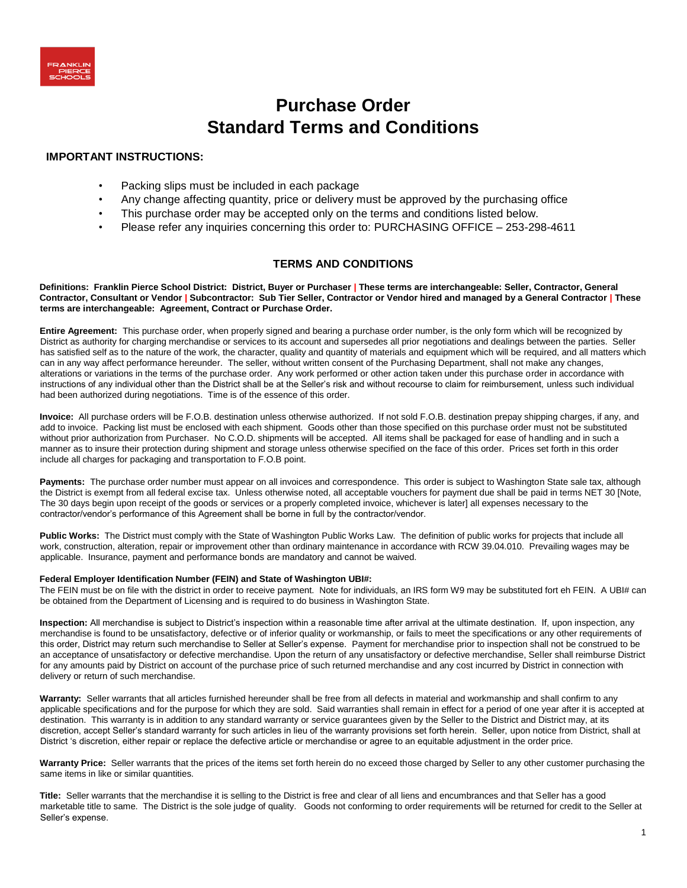FRANKLIN PIERCE SCHOOLS

# Purchase Order
# Standard Terms and Conditions

### IMPORTANT INSTRUCTIONS:

- Packing slips must be included in each package
- Any change affecting quantity, price or delivery must be approved by the purchasing office
- This purchase order may be accepted only on the terms and conditions listed below.
- Please refer any inquiries concerning this order to: PURCHASING OFFICE – 253-298-4611

## TERMS AND CONDITIONS

**Definitions: Franklin Pierce School District: District, Buyer or Purchaser | These terms are interchangeable: Seller, Contractor, General Contractor, Consultant or Vendor | Subcontractor: Sub Tier Seller, Contractor or Vendor hired and managed by a General Contractor | These terms are interchangeable: Agreement, Contract or Purchase Order.**

**Entire Agreement:** This purchase order, when properly signed and bearing a purchase order number, is the only form which will be recognized by District as authority for charging merchandise or services to its account and supersedes all prior negotiations and dealings between the parties. Seller has satisfied self as to the nature of the work, the character, quality and quantity of materials and equipment which will be required, and all matters which can in any way affect performance hereunder. The seller, without written consent of the Purchasing Department, shall not make any changes, alterations or variations in the terms of the purchase order. Any work performed or other action taken under this purchase order in accordance with instructions of any individual other than the District shall be at the Seller's risk and without recourse to claim for reimbursement, unless such individual had been authorized during negotiations. Time is of the essence of this order.

**Invoice:** All purchase orders will be F.O.B. destination unless otherwise authorized. If not sold F.O.B. destination prepay shipping charges, if any, and add to invoice. Packing list must be enclosed with each shipment. Goods other than those specified on this purchase order must not be substituted without prior authorization from Purchaser. No C.O.D. shipments will be accepted. All items shall be packaged for ease of handling and in such a manner as to insure their protection during shipment and storage unless otherwise specified on the face of this order. Prices set forth in this order include all charges for packaging and transportation to F.O.B point.

**Payments:** The purchase order number must appear on all invoices and correspondence. This order is subject to Washington State sale tax, although the District is exempt from all federal excise tax. Unless otherwise noted, all acceptable vouchers for payment due shall be paid in terms NET 30 [Note, The 30 days begin upon receipt of the goods or services or a properly completed invoice, whichever is later] all expenses necessary to the contractor/vendor's performance of this Agreement shall be borne in full by the contractor/vendor.

**Public Works:** The District must comply with the State of Washington Public Works Law. The definition of public works for projects that include all work, construction, alteration, repair or improvement other than ordinary maintenance in accordance with RCW 39.04.010. Prevailing wages may be applicable. Insurance, payment and performance bonds are mandatory and cannot be waived.

**Federal Employer Identification Number (FEIN) and State of Washington UBI#:**
The FEIN must be on file with the district in order to receive payment. Note for individuals, an IRS form W9 may be substituted fort eh FEIN. A UBI# can be obtained from the Department of Licensing and is required to do business in Washington State.

**Inspection:** All merchandise is subject to District's inspection within a reasonable time after arrival at the ultimate destination. If, upon inspection, any merchandise is found to be unsatisfactory, defective or of inferior quality or workmanship, or fails to meet the specifications or any other requirements of this order, District may return such merchandise to Seller at Seller's expense. Payment for merchandise prior to inspection shall not be construed to be an acceptance of unsatisfactory or defective merchandise. Upon the return of any unsatisfactory or defective merchandise, Seller shall reimburse District for any amounts paid by District on account of the purchase price of such returned merchandise and any cost incurred by District in connection with delivery or return of such merchandise.

**Warranty:** Seller warrants that all articles furnished hereunder shall be free from all defects in material and workmanship and shall confirm to any applicable specifications and for the purpose for which they are sold. Said warranties shall remain in effect for a period of one year after it is accepted at destination. This warranty is in addition to any standard warranty or service guarantees given by the Seller to the District and District may, at its discretion, accept Seller's standard warranty for such articles in lieu of the warranty provisions set forth herein. Seller, upon notice from District, shall at District 's discretion, either repair or replace the defective article or merchandise or agree to an equitable adjustment in the order price.

**Warranty Price:** Seller warrants that the prices of the items set forth herein do no exceed those charged by Seller to any other customer purchasing the same items in like or similar quantities.

**Title:** Seller warrants that the merchandise it is selling to the District is free and clear of all liens and encumbrances and that Seller has a good marketable title to same. The District is the sole judge of quality. Goods not conforming to order requirements will be returned for credit to the Seller at Seller's expense.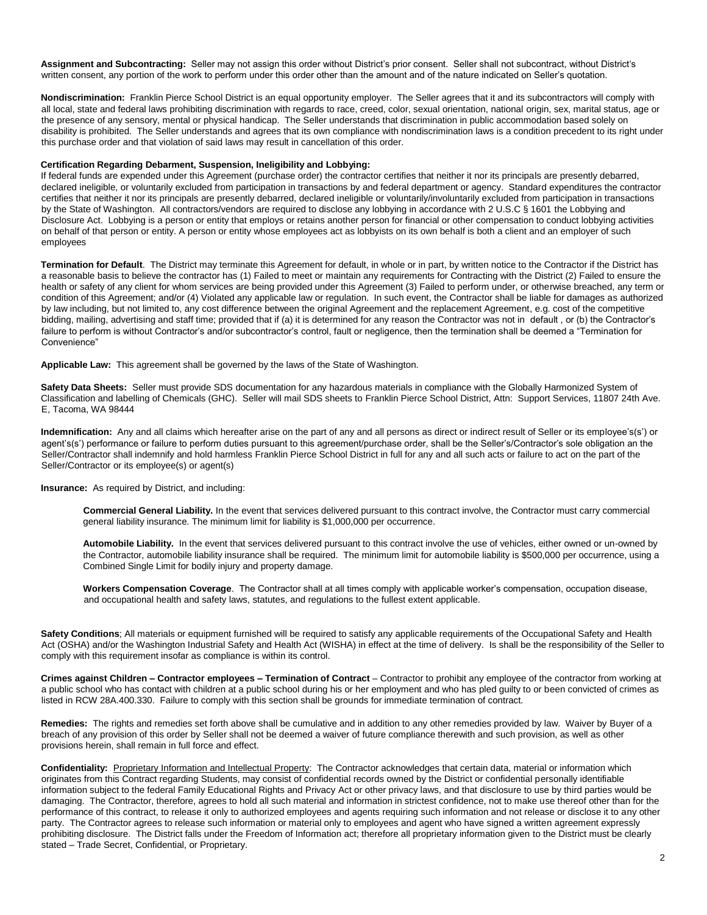**Assignment and Subcontracting:** Seller may not assign this order without District's prior consent. Seller shall not subcontract, without District's written consent, any portion of the work to perform under this order other than the amount and of the nature indicated on Seller's quotation.

**Nondiscrimination:** Franklin Pierce School District is an equal opportunity employer. The Seller agrees that it and its subcontractors will comply with all local, state and federal laws prohibiting discrimination with regards to race, creed, color, sexual orientation, national origin, sex, marital status, age or the presence of any sensory, mental or physical handicap. The Seller understands that discrimination in public accommodation based solely on disability is prohibited. The Seller understands and agrees that its own compliance with nondiscrimination laws is a condition precedent to its right under this purchase order and that violation of said laws may result in cancellation of this order.

**Certification Regarding Debarment, Suspension, Ineligibility and Lobbying:**
If federal funds are expended under this Agreement (purchase order) the contractor certifies that neither it nor its principals are presently debarred, declared ineligible, or voluntarily excluded from participation in transactions by and federal department or agency. Standard expenditures the contractor certifies that neither it nor its principals are presently debarred, declared ineligible or voluntarily/involuntarily excluded from participation in transactions by the State of Washington. All contractors/vendors are required to disclose any lobbying in accordance with 2 U.S.C § 1601 the Lobbying and Disclosure Act. Lobbying is a person or entity that employs or retains another person for financial or other compensation to conduct lobbying activities on behalf of that person or entity. A person or entity whose employees act as lobbyists on its own behalf is both a client and an employer of such employees

**Termination for Default**. The District may terminate this Agreement for default, in whole or in part, by written notice to the Contractor if the District has a reasonable basis to believe the contractor has (1) Failed to meet or maintain any requirements for Contracting with the District (2) Failed to ensure the health or safety of any client for whom services are being provided under this Agreement (3) Failed to perform under, or otherwise breached, any term or condition of this Agreement; and/or (4) Violated any applicable law or regulation. In such event, the Contractor shall be liable for damages as authorized by law including, but not limited to, any cost difference between the original Agreement and the replacement Agreement, e.g. cost of the competitive bidding, mailing, advertising and staff time; provided that if (a) it is determined for any reason the Contractor was not in default , or (b) the Contractor's failure to perform is without Contractor's and/or subcontractor's control, fault or negligence, then the termination shall be deemed a "Termination for Convenience"

**Applicable Law:** This agreement shall be governed by the laws of the State of Washington.

**Safety Data Sheets:** Seller must provide SDS documentation for any hazardous materials in compliance with the Globally Harmonized System of Classification and labelling of Chemicals (GHC). Seller will mail SDS sheets to Franklin Pierce School District, Attn: Support Services, 11807 24th Ave. E, Tacoma, WA 98444

**Indemnification:** Any and all claims which hereafter arise on the part of any and all persons as direct or indirect result of Seller or its employee's(s') or agent's(s') performance or failure to perform duties pursuant to this agreement/purchase order, shall be the Seller's/Contractor's sole obligation an the Seller/Contractor shall indemnify and hold harmless Franklin Pierce School District in full for any and all such acts or failure to act on the part of the Seller/Contractor or its employee(s) or agent(s)

**Insurance:** As required by District, and including:

**Commercial General Liability.** In the event that services delivered pursuant to this contract involve, the Contractor must carry commercial general liability insurance. The minimum limit for liability is $1,000,000 per occurrence.

**Automobile Liability.** In the event that services delivered pursuant to this contract involve the use of vehicles, either owned or un-owned by the Contractor, automobile liability insurance shall be required. The minimum limit for automobile liability is $500,000 per occurrence, using a Combined Single Limit for bodily injury and property damage.

**Workers Compensation Coverage**. The Contractor shall at all times comply with applicable worker's compensation, occupation disease, and occupational health and safety laws, statutes, and regulations to the fullest extent applicable.

**Safety Conditions**; All materials or equipment furnished will be required to satisfy any applicable requirements of the Occupational Safety and Health Act (OSHA) and/or the Washington Industrial Safety and Health Act (WISHA) in effect at the time of delivery. Is shall be the responsibility of the Seller to comply with this requirement insofar as compliance is within its control.

**Crimes against Children – Contractor employees – Termination of Contract** – Contractor to prohibit any employee of the contractor from working at a public school who has contact with children at a public school during his or her employment and who has pled guilty to or been convicted of crimes as listed in RCW 28A.400.330. Failure to comply with this section shall be grounds for immediate termination of contract.

**Remedies:** The rights and remedies set forth above shall be cumulative and in addition to any other remedies provided by law. Waiver by Buyer of a breach of any provision of this order by Seller shall not be deemed a waiver of future compliance therewith and such provision, as well as other provisions herein, shall remain in full force and effect.

**Confidentiality:** Proprietary Information and Intellectual Property: The Contractor acknowledges that certain data, material or information which originates from this Contract regarding Students, may consist of confidential records owned by the District or confidential personally identifiable information subject to the federal Family Educational Rights and Privacy Act or other privacy laws, and that disclosure to use by third parties would be damaging. The Contractor, therefore, agrees to hold all such material and information in strictest confidence, not to make use thereof other than for the performance of this contract, to release it only to authorized employees and agents requiring such information and not release or disclose it to any other party. The Contractor agrees to release such information or material only to employees and agent who have signed a written agreement expressly prohibiting disclosure. The District falls under the Freedom of Information act; therefore all proprietary information given to the District must be clearly stated – Trade Secret, Confidential, or Proprietary.